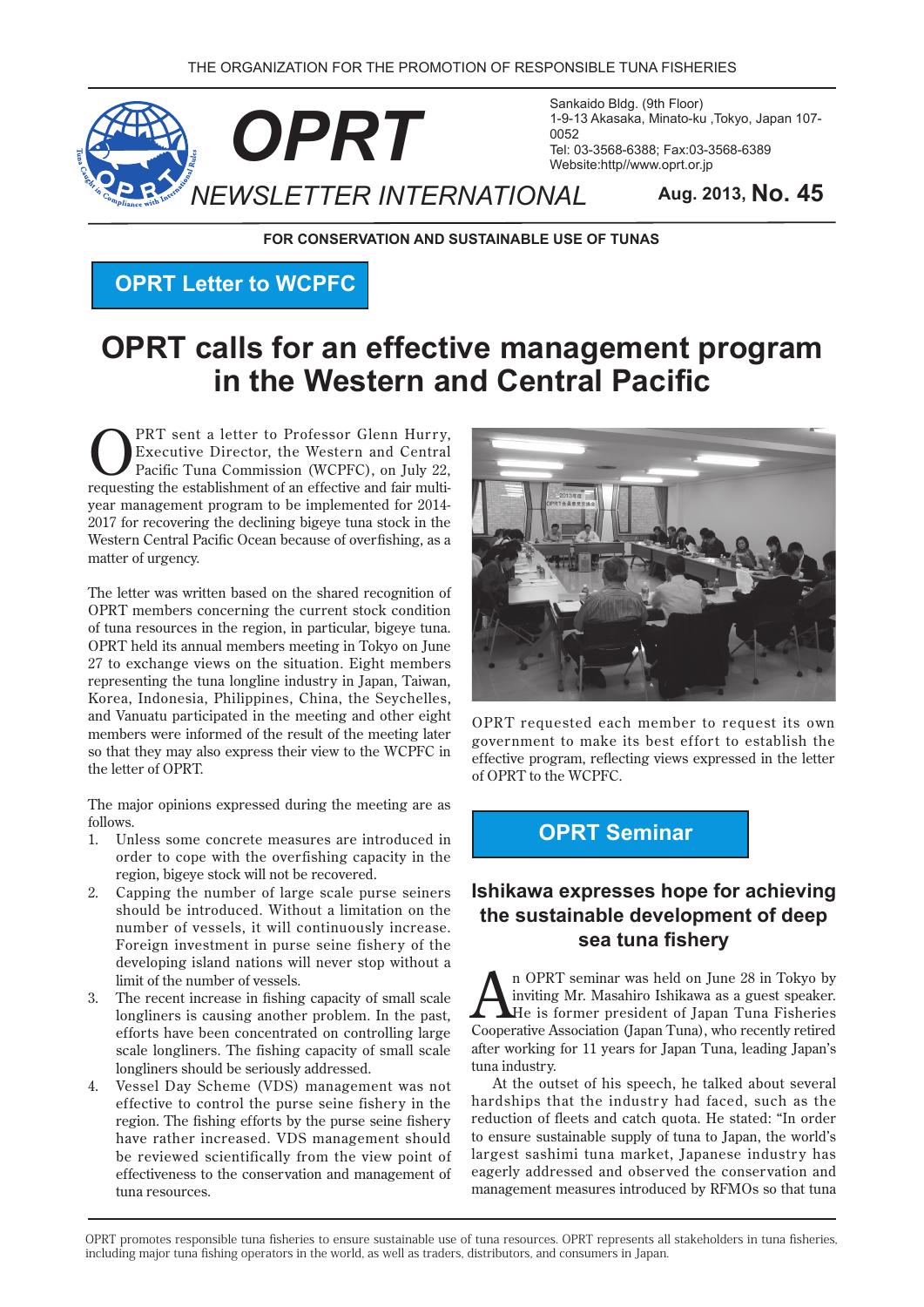THE ORGANIZATION FOR THE PROMOTION OF RESPONSIBLE TUNA FISHERIES

# OPRT NEWSLETTER INTERNATIONAL

Sankaido Bldg. (9th Floor)
1-9-13 Akasaka, Minato-ku ,Tokyo, Japan 107-0052
Tel: 03-3568-6388; Fax:03-3568-6389
Website:http//www.oprt.or.jp

**Aug. 2013, No. 45**

**FOR CONSERVATION AND SUSTAINABLE USE OF TUNAS**

**OPRT Letter to WCPFC**

## OPRT calls for an effective management program in the Western and Central Pacific

OPRT sent a letter to Professor Glenn Hurry, Executive Director, the Western and Central Pacific Tuna Commission (WCPFC), on July 22, requesting the establishment of an effective and fair multi-year management program to be implemented for 2014-2017 for recovering the declining bigeye tuna stock in the Western Central Pacific Ocean because of overfishing, as a matter of urgency.

The letter was written based on the shared recognition of OPRT members concerning the current stock condition of tuna resources in the region, in particular, bigeye tuna. OPRT held its annual members meeting in Tokyo on June 27 to exchange views on the situation. Eight members representing the tuna longline industry in Japan, Taiwan, Korea, Indonesia, Philippines, China, the Seychelles, and Vanuatu participated in the meeting and other eight members were informed of the result of the meeting later so that they may also express their view to the WCPFC in the letter of OPRT.

The major opinions expressed during the meeting are as follows.

1. Unless some concrete measures are introduced in order to cope with the overfishing capacity in the region, bigeye stock will not be recovered.
2. Capping the number of large scale purse seiners should be introduced. Without a limitation on the number of vessels, it will continuously increase. Foreign investment in purse seine fishery of the developing island nations will never stop without a limit of the number of vessels.
3. The recent increase in fishing capacity of small scale longliners is causing another problem. In the past, efforts have been concentrated on controlling large scale longliners. The fishing capacity of small scale longliners should be seriously addressed.
4. Vessel Day Scheme (VDS) management was not effective to control the purse seine fishery in the region. The fishing efforts by the purse seine fishery have rather increased. VDS management should be reviewed scientifically from the view point of effectiveness to the conservation and management of tuna resources.

OPRT requested each member to request its own government to make its best effort to establish the effective program, reflecting views expressed in the letter of OPRT to the WCPFC.

**OPRT Seminar**

### Ishikawa expresses hope for achieving the sustainable development of deep sea tuna fishery

An OPRT seminar was held on June 28 in Tokyo by inviting Mr. Masahiro Ishikawa as a guest speaker. He is former president of Japan Tuna Fisheries Cooperative Association (Japan Tuna), who recently retired after working for 11 years for Japan Tuna, leading Japan's tuna industry.

At the outset of his speech, he talked about several hardships that the industry had faced, such as the reduction of fleets and catch quota. He stated: "In order to ensure sustainable supply of tuna to Japan, the world's largest sashimi tuna market, Japanese industry has eagerly addressed and observed the conservation and management measures introduced by RFMOs so that tuna

OPRT promotes responsible tuna fisheries to ensure sustainable use of tuna resources. OPRT represents all stakeholders in tuna fisheries, including major tuna fishing operators in the world, as well as traders, distributors, and consumers in Japan.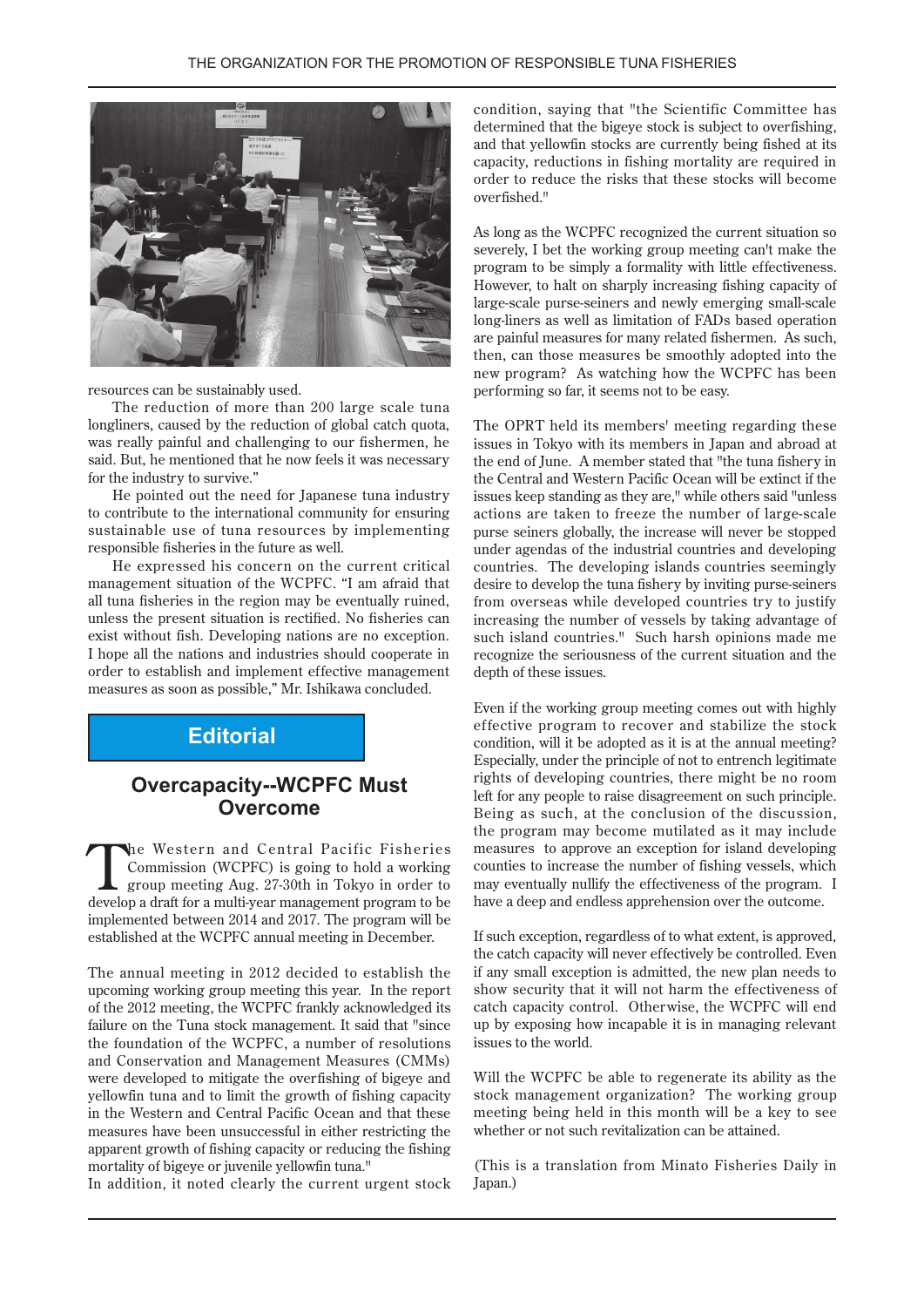resources can be sustainably used.

The reduction of more than 200 large scale tuna longliners, caused by the reduction of global catch quota, was really painful and challenging to our fishermen, he said. But, he mentioned that he now feels it was necessary for the industry to survive."

He pointed out the need for Japanese tuna industry to contribute to the international community for ensuring sustainable use of tuna resources by implementing responsible fisheries in the future as well.

He expressed his concern on the current critical management situation of the WCPFC. "I am afraid that all tuna fisheries in the region may be eventually ruined, unless the present situation is rectified. No fisheries can exist without fish. Developing nations are no exception. I hope all the nations and industries should cooperate in order to establish and implement effective management measures as soon as possible," Mr. Ishikawa concluded.

## Editorial

## Overcapacity--WCPFC Must Overcome

The Western and Central Pacific Fisheries Commission (WCPFC) is going to hold a working group meeting Aug. 27-30th in Tokyo in order to develop a draft for a multi-year management program to be implemented between 2014 and 2017. The program will be established at the WCPFC annual meeting in December.

The annual meeting in 2012 decided to establish the upcoming working group meeting this year. In the report of the 2012 meeting, the WCPFC frankly acknowledged its failure on the Tuna stock management. It said that "since the foundation of the WCPFC, a number of resolutions and Conservation and Management Measures (CMMs) were developed to mitigate the overfishing of bigeye and yellowfin tuna and to limit the growth of fishing capacity in the Western and Central Pacific Ocean and that these measures have been unsuccessful in either restricting the apparent growth of fishing capacity or reducing the fishing mortality of bigeye or juvenile yellowfin tuna."

In addition, it noted clearly the current urgent stock condition, saying that "the Scientific Committee has determined that the bigeye stock is subject to overfishing, and that yellowfin stocks are currently being fished at its capacity, reductions in fishing mortality are required in order to reduce the risks that these stocks will become overfished."

As long as the WCPFC recognized the current situation so severely, I bet the working group meeting can't make the program to be simply a formality with little effectiveness. However, to halt on sharply increasing fishing capacity of large-scale purse-seiners and newly emerging small-scale long-liners as well as limitation of FADs based operation are painful measures for many related fishermen. As such, then, can those measures be smoothly adopted into the new program? As watching how the WCPFC has been performing so far, it seems not to be easy.

The OPRT held its members' meeting regarding these issues in Tokyo with its members in Japan and abroad at the end of June. A member stated that "the tuna fishery in the Central and Western Pacific Ocean will be extinct if the issues keep standing as they are," while others said "unless actions are taken to freeze the number of large-scale purse seiners globally, the increase will never be stopped under agendas of the industrial countries and developing countries. The developing islands countries seemingly desire to develop the tuna fishery by inviting purse-seiners from overseas while developed countries try to justify increasing the number of vessels by taking advantage of such island countries." Such harsh opinions made me recognize the seriousness of the current situation and the depth of these issues.

Even if the working group meeting comes out with highly effective program to recover and stabilize the stock condition, will it be adopted as it is at the annual meeting? Especially, under the principle of not to entrench legitimate rights of developing countries, there might be no room left for any people to raise disagreement on such principle. Being as such, at the conclusion of the discussion, the program may become mutilated as it may include measures to approve an exception for island developing counties to increase the number of fishing vessels, which may eventually nullify the effectiveness of the program. I have a deep and endless apprehension over the outcome.

If such exception, regardless of to what extent, is approved, the catch capacity will never effectively be controlled. Even if any small exception is admitted, the new plan needs to show security that it will not harm the effectiveness of catch capacity control. Otherwise, the WCPFC will end up by exposing how incapable it is in managing relevant issues to the world.

Will the WCPFC be able to regenerate its ability as the stock management organization? The working group meeting being held in this month will be a key to see whether or not such revitalization can be attained.

(This is a translation from Minato Fisheries Daily in Japan.)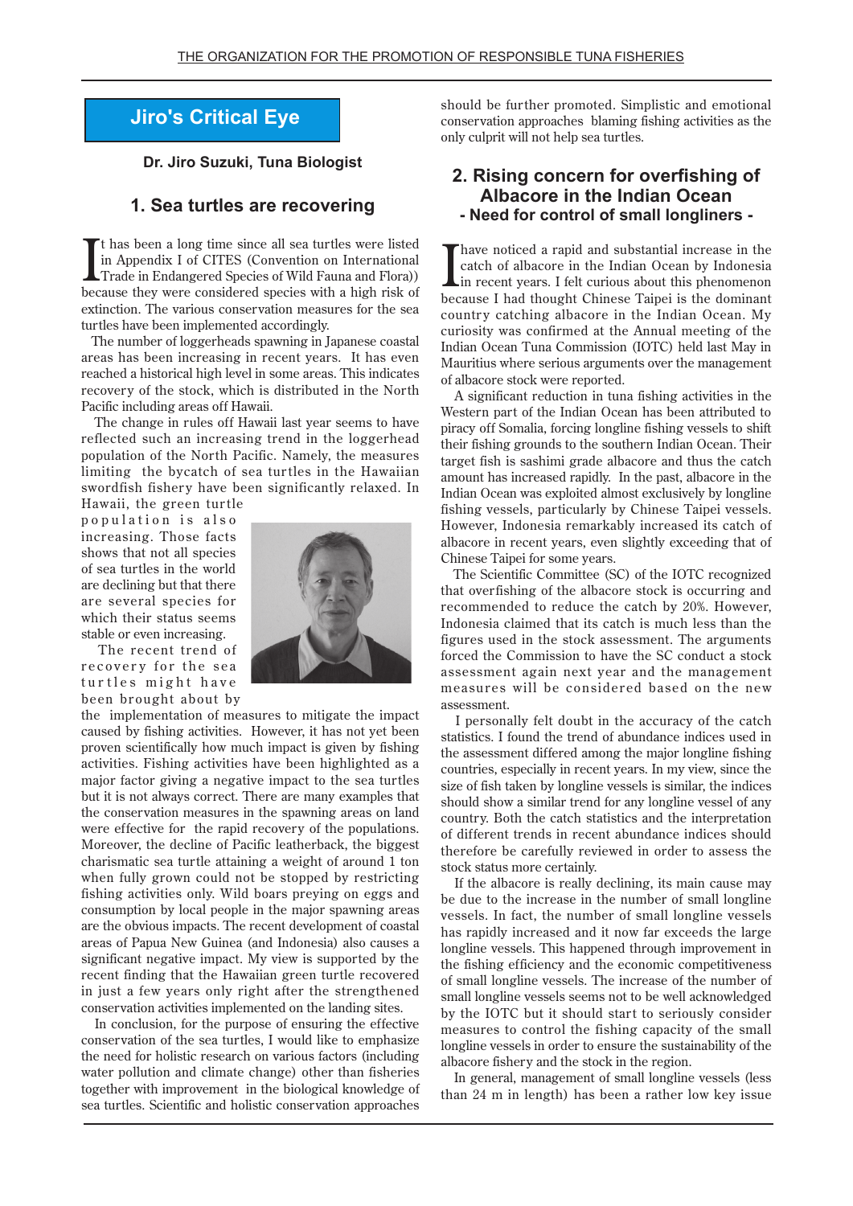## Jiro's Critical Eye

**Dr. Jiro Suzuki, Tuna Biologist**

### 1. Sea turtles are recovering

It has been a long time since all sea turtles were listed in Appendix I of CITES (Convention on International Trade in Endangered Species of Wild Fauna and Flora)) because they were considered species with a high risk of extinction. The various conservation measures for the sea turtles have been implemented accordingly.

The number of loggerheads spawning in Japanese coastal areas has been increasing in recent years. It has even reached a historical high level in some areas. This indicates recovery of the stock, which is distributed in the North Pacific including areas off Hawaii.

The change in rules off Hawaii last year seems to have reflected such an increasing trend in the loggerhead population of the North Pacific. Namely, the measures limiting the bycatch of sea turtles in the Hawaiian swordfish fishery have been significantly relaxed. In Hawaii, the green turtle population is also increasing. Those facts shows that not all species of sea turtles in the world are declining but that there are several species for which their status seems stable or even increasing.

The recent trend of recovery for the sea turtles might have been brought about by the implementation of measures to mitigate the impact caused by fishing activities. However, it has not yet been proven scientifically how much impact is given by fishing activities. Fishing activities have been highlighted as a major factor giving a negative impact to the sea turtles but it is not always correct. There are many examples that the conservation measures in the spawning areas on land were effective for the rapid recovery of the populations. Moreover, the decline of Pacific leatherback, the biggest charismatic sea turtle attaining a weight of around 1 ton when fully grown could not be stopped by restricting fishing activities only. Wild boars preying on eggs and consumption by local people in the major spawning areas are the obvious impacts. The recent development of coastal areas of Papua New Guinea (and Indonesia) also causes a significant negative impact. My view is supported by the recent finding that the Hawaiian green turtle recovered in just a few years only right after the strengthened conservation activities implemented on the landing sites.

In conclusion, for the purpose of ensuring the effective conservation of the sea turtles, I would like to emphasize the need for holistic research on various factors (including water pollution and climate change) other than fisheries together with improvement in the biological knowledge of sea turtles. Scientific and holistic conservation approaches should be further promoted. Simplistic and emotional conservation approaches blaming fishing activities as the only culprit will not help sea turtles.

### 2. Rising concern for overfishing of Albacore in the Indian Ocean

**- Need for control of small longliners -**

I have noticed a rapid and substantial increase in the catch of albacore in the Indian Ocean by Indonesia in recent years. I felt curious about this phenomenon because I had thought Chinese Taipei is the dominant country catching albacore in the Indian Ocean. My curiosity was confirmed at the Annual meeting of the Indian Ocean Tuna Commission (IOTC) held last May in Mauritius where serious arguments over the management of albacore stock were reported.

A significant reduction in tuna fishing activities in the Western part of the Indian Ocean has been attributed to piracy off Somalia, forcing longline fishing vessels to shift their fishing grounds to the southern Indian Ocean. Their target fish is sashimi grade albacore and thus the catch amount has increased rapidly. In the past, albacore in the Indian Ocean was exploited almost exclusively by longline fishing vessels, particularly by Chinese Taipei vessels. However, Indonesia remarkably increased its catch of albacore in recent years, even slightly exceeding that of Chinese Taipei for some years.

The Scientific Committee (SC) of the IOTC recognized that overfishing of the albacore stock is occurring and recommended to reduce the catch by 20%. However, Indonesia claimed that its catch is much less than the figures used in the stock assessment. The arguments forced the Commission to have the SC conduct a stock assessment again next year and the management measures will be considered based on the new assessment.

I personally felt doubt in the accuracy of the catch statistics. I found the trend of abundance indices used in the assessment differed among the major longline fishing countries, especially in recent years. In my view, since the size of fish taken by longline vessels is similar, the indices should show a similar trend for any longline vessel of any country. Both the catch statistics and the interpretation of different trends in recent abundance indices should therefore be carefully reviewed in order to assess the stock status more certainly.

If the albacore is really declining, its main cause may be due to the increase in the number of small longline vessels. In fact, the number of small longline vessels has rapidly increased and it now far exceeds the large longline vessels. This happened through improvement in the fishing efficiency and the economic competitiveness of small longline vessels. The increase of the number of small longline vessels seems not to be well acknowledged by the IOTC but it should start to seriously consider measures to control the fishing capacity of the small longline vessels in order to ensure the sustainability of the albacore fishery and the stock in the region.

In general, management of small longline vessels (less than 24 m in length) has been a rather low key issue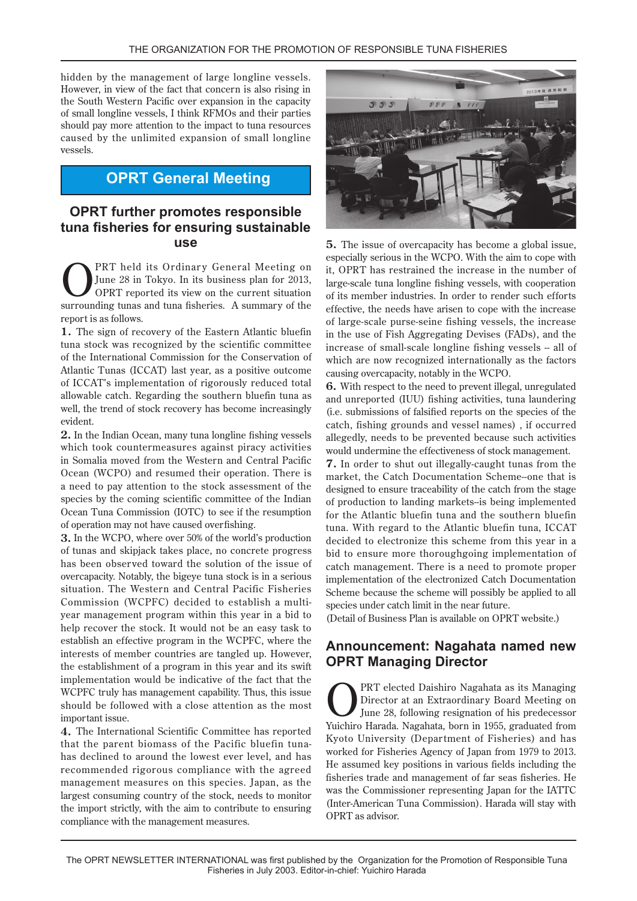hidden by the management of large longline vessels. However, in view of the fact that concern is also rising in the South Western Pacific over expansion in the capacity of small longline vessels, I think RFMOs and their parties should pay more attention to the impact to tuna resources caused by the unlimited expansion of small longline vessels.

## OPRT General Meeting

### OPRT further promotes responsible tuna fisheries for ensuring sustainable use

OPRT held its Ordinary General Meeting on June 28 in Tokyo. In its business plan for 2013, OPRT reported its view on the current situation surrounding tunas and tuna fisheries. A summary of the report is as follows.

**1.** The sign of recovery of the Eastern Atlantic bluefin tuna stock was recognized by the scientific committee of the International Commission for the Conservation of Atlantic Tunas (ICCAT) last year, as a positive outcome of ICCAT's implementation of rigorously reduced total allowable catch. Regarding the southern bluefin tuna as well, the trend of stock recovery has become increasingly evident.

**2.** In the Indian Ocean, many tuna longline fishing vessels which took countermeasures against piracy activities in Somalia moved from the Western and Central Pacific Ocean (WCPO) and resumed their operation. There is a need to pay attention to the stock assessment of the species by the coming scientific committee of the Indian Ocean Tuna Commission (IOTC) to see if the resumption of operation may not have caused overfishing.

**3.** In the WCPO, where over 50% of the world's production of tunas and skipjack takes place, no concrete progress has been observed toward the solution of the issue of overcapacity. Notably, the bigeye tuna stock is in a serious situation. The Western and Central Pacific Fisheries Commission (WCPFC) decided to establish a multi-year management program within this year in a bid to help recover the stock. It would not be an easy task to establish an effective program in the WCPFC, where the interests of member countries are tangled up. However, the establishment of a program in this year and its swift implementation would be indicative of the fact that the WCPFC truly has management capability. Thus, this issue should be followed with a close attention as the most important issue.

**4.** The International Scientific Committee has reported that the parent biomass of the Pacific bluefin tuna-has declined to around the lowest ever level, and has recommended rigorous compliance with the agreed management measures on this species. Japan, as the largest consuming country of the stock, needs to monitor the import strictly, with the aim to contribute to ensuring compliance with the management measures.

**5.** The issue of overcapacity has become a global issue, especially serious in the WCPO. With the aim to cope with it, OPRT has restrained the increase in the number of large-scale tuna longline fishing vessels, with cooperation of its member industries. In order to render such efforts effective, the needs have arisen to cope with the increase of large-scale purse-seine fishing vessels, the increase in the use of Fish Aggregating Devises (FADs), and the increase of small-scale longline fishing vessels -- all of which are now recognized internationally as the factors causing overcapacity, notably in the WCPO.

**6.** With respect to the need to prevent illegal, unregulated and unreported (IUU) fishing activities, tuna laundering (i.e. submissions of falsified reports on the species of the catch, fishing grounds and vessel names) , if occurred allegedly, needs to be prevented because such activities would undermine the effectiveness of stock management.

**7.** In order to shut out illegally-caught tunas from the market, the Catch Documentation Scheme--one that is designed to ensure traceability of the catch from the stage of production to landing markets--is being implemented for the Atlantic bluefin tuna and the southern bluefin tuna. With regard to the Atlantic bluefin tuna, ICCAT decided to electronize this scheme from this year in a bid to ensure more thoroughgoing implementation of catch management. There is a need to promote proper implementation of the electronized Catch Documentation Scheme because the scheme will possibly be applied to all species under catch limit in the near future.

(Detail of Business Plan is available on OPRT website.)

### Announcement: Nagahata named new OPRT Managing Director

OPRT elected Daishiro Nagahata as its Managing Director at an Extraordinary Board Meeting on June 28, following resignation of his predecessor Yuichiro Harada. Nagahata, born in 1955, graduated from Kyoto University (Department of Fisheries) and has worked for Fisheries Agency of Japan from 1979 to 2013. He assumed key positions in various fields including the fisheries trade and management of far seas fisheries. He was the Commissioner representing Japan for the IATTC (Inter-American Tuna Commission). Harada will stay with OPRT as advisor.

The OPRT NEWSLETTER INTERNATIONAL was first published by the Organization for the Promotion of Responsible Tuna Fisheries in July 2003. Editor-in-chief: Yuichiro Harada